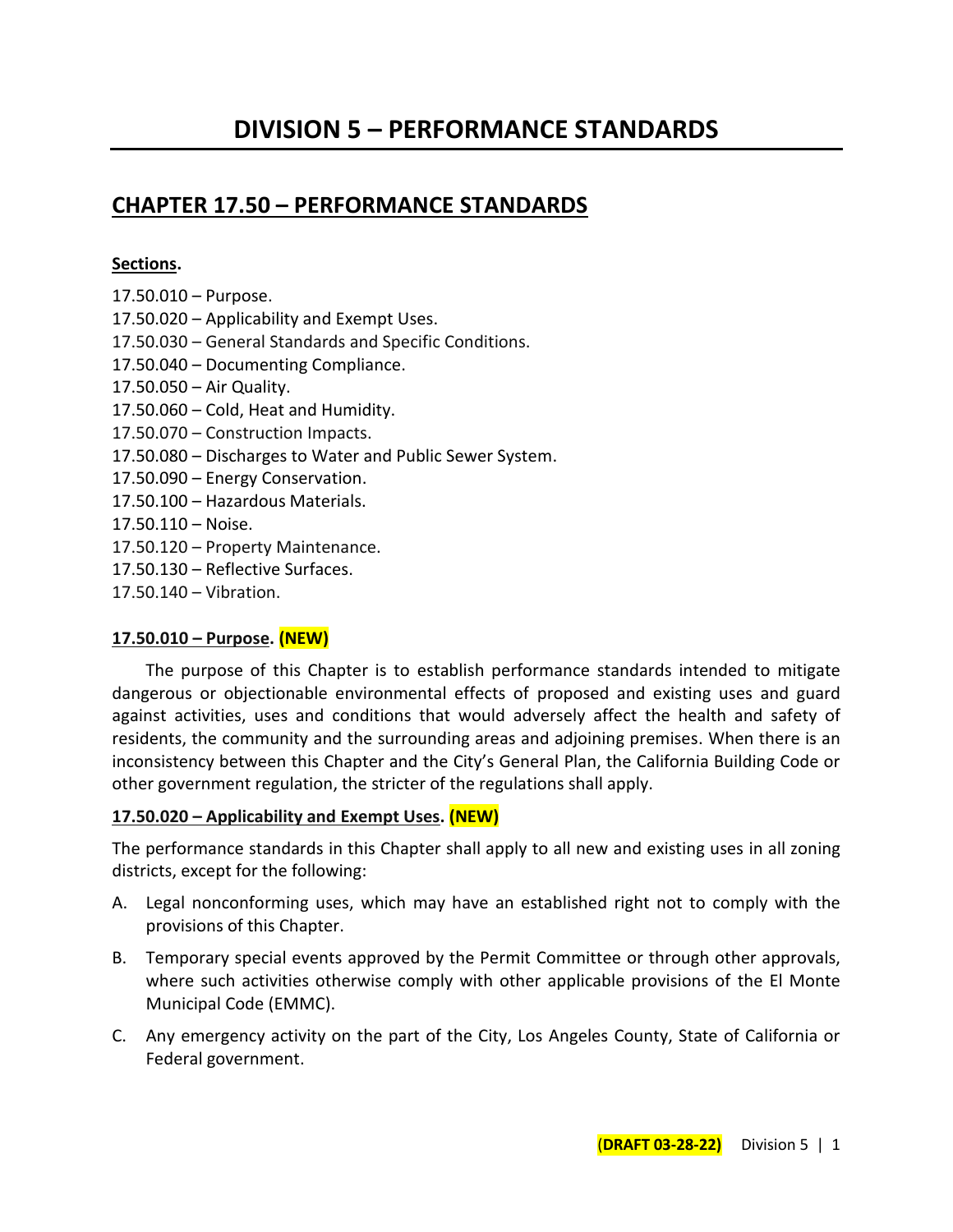# DIVISION 5 – PERFORMANCE STANDARDS

## CHAPTER 17.50 – PERFORMANCE STANDARDS

**Sections.**

17.50.010 – Purpose.
17.50.020 – Applicability and Exempt Uses.
17.50.030 – General Standards and Specific Conditions.
17.50.040 – Documenting Compliance.
17.50.050 – Air Quality.
17.50.060 – Cold, Heat and Humidity.
17.50.070 – Construction Impacts.
17.50.080 – Discharges to Water and Public Sewer System.
17.50.090 – Energy Conservation.
17.50.100 – Hazardous Materials.
17.50.110 – Noise.
17.50.120 – Property Maintenance.
17.50.130 – Reflective Surfaces.
17.50.140 – Vibration.

### 17.50.010 – Purpose. (NEW)

The purpose of this Chapter is to establish performance standards intended to mitigate dangerous or objectionable environmental effects of proposed and existing uses and guard against activities, uses and conditions that would adversely affect the health and safety of residents, the community and the surrounding areas and adjoining premises. When there is an inconsistency between this Chapter and the City's General Plan, the California Building Code or other government regulation, the stricter of the regulations shall apply.

### 17.50.020 – Applicability and Exempt Uses. (NEW)

The performance standards in this Chapter shall apply to all new and existing uses in all zoning districts, except for the following:

A. Legal nonconforming uses, which may have an established right not to comply with the provisions of this Chapter.

B. Temporary special events approved by the Permit Committee or through other approvals, where such activities otherwise comply with other applicable provisions of the El Monte Municipal Code (EMMC).

C. Any emergency activity on the part of the City, Los Angeles County, State of California or Federal government.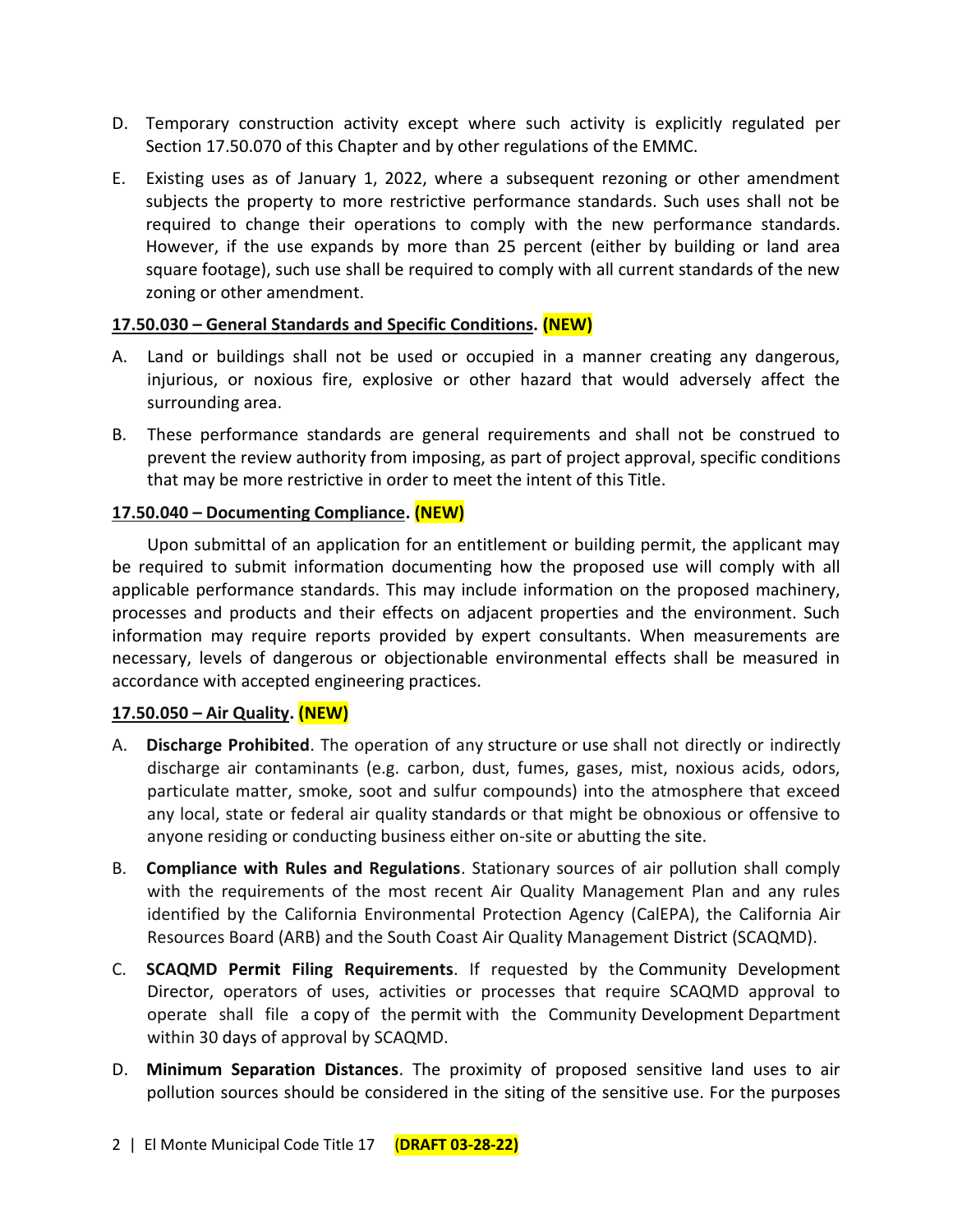D. Temporary construction activity except where such activity is explicitly regulated per Section 17.50.070 of this Chapter and by other regulations of the EMMC.

E. Existing uses as of January 1, 2022, where a subsequent rezoning or other amendment subjects the property to more restrictive performance standards. Such uses shall not be required to change their operations to comply with the new performance standards. However, if the use expands by more than 25 percent (either by building or land area square footage), such use shall be required to comply with all current standards of the new zoning or other amendment.

**17.50.030 – General Standards and Specific Conditions. (NEW)**

A. Land or buildings shall not be used or occupied in a manner creating any dangerous, injurious, or noxious fire, explosive or other hazard that would adversely affect the surrounding area.

B. These performance standards are general requirements and shall not be construed to prevent the review authority from imposing, as part of project approval, specific conditions that may be more restrictive in order to meet the intent of this Title.

**17.50.040 – Documenting Compliance. (NEW)**

Upon submittal of an application for an entitlement or building permit, the applicant may be required to submit information documenting how the proposed use will comply with all applicable performance standards. This may include information on the proposed machinery, processes and products and their effects on adjacent properties and the environment. Such information may require reports provided by expert consultants. When measurements are necessary, levels of dangerous or objectionable environmental effects shall be measured in accordance with accepted engineering practices.

**17.50.050 – Air Quality. (NEW)**

A. **Discharge Prohibited**. The operation of any structure or use shall not directly or indirectly discharge air contaminants (e.g. carbon, dust, fumes, gases, mist, noxious acids, odors, particulate matter, smoke, soot and sulfur compounds) into the atmosphere that exceed any local, state or federal air quality standards or that might be obnoxious or offensive to anyone residing or conducting business either on-site or abutting the site.

B. **Compliance with Rules and Regulations**. Stationary sources of air pollution shall comply with the requirements of the most recent Air Quality Management Plan and any rules identified by the California Environmental Protection Agency (CalEPA), the California Air Resources Board (ARB) and the South Coast Air Quality Management District (SCAQMD).

C. **SCAQMD Permit Filing Requirements**. If requested by the Community Development Director, operators of uses, activities or processes that require SCAQMD approval to operate shall file a copy of the permit with the Community Development Department within 30 days of approval by SCAQMD.

D. **Minimum Separation Distances**. The proximity of proposed sensitive land uses to air pollution sources should be considered in the siting of the sensitive use. For the purposes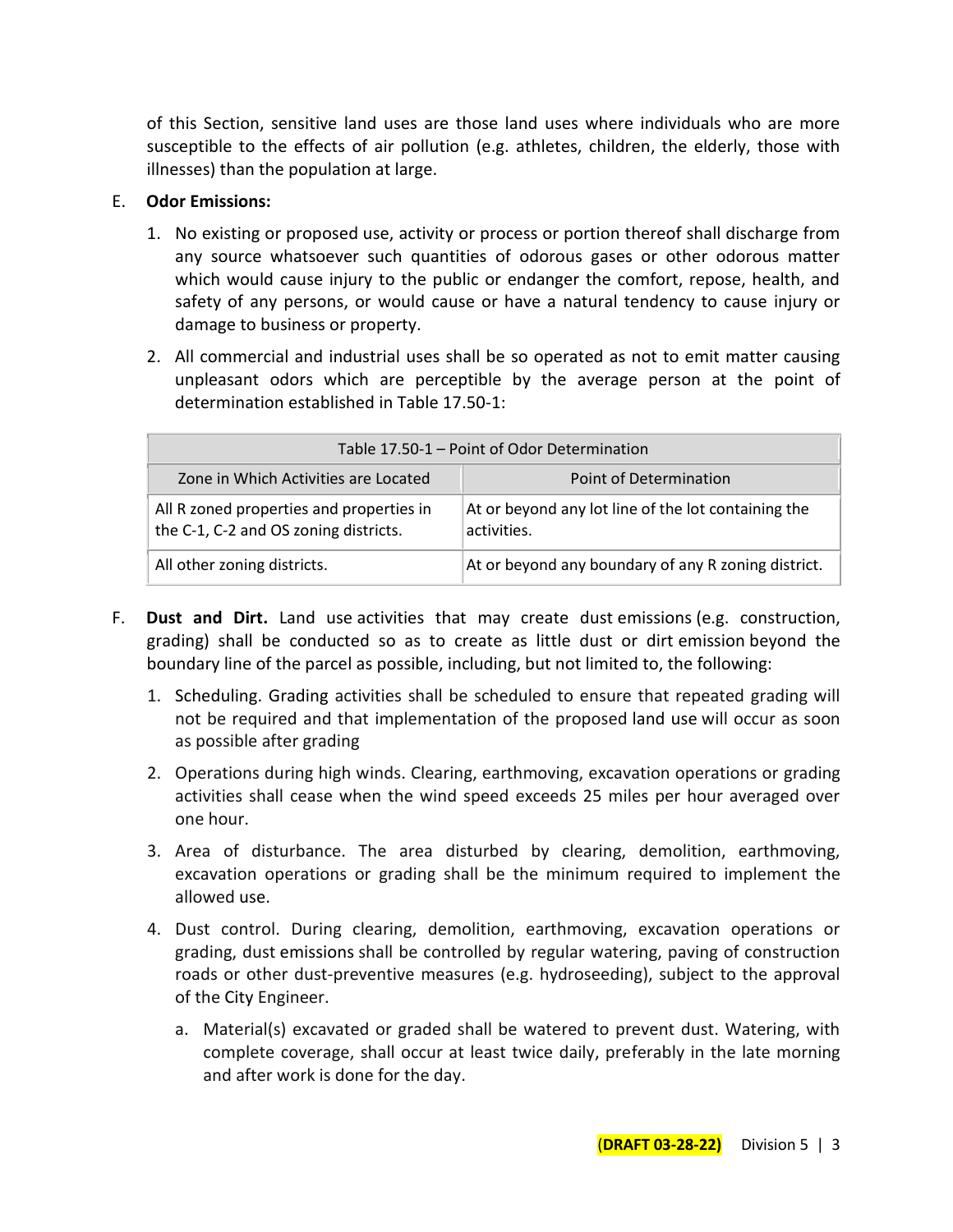of this Section, sensitive land uses are those land uses where individuals who are more susceptible to the effects of air pollution (e.g. athletes, children, the elderly, those with illnesses) than the population at large.

E. **Odor Emissions:**

1. No existing or proposed use, activity or process or portion thereof shall discharge from any source whatsoever such quantities of odorous gases or other odorous matter which would cause injury to the public or endanger the comfort, repose, health, and safety of any persons, or would cause or have a natural tendency to cause injury or damage to business or property.

2. All commercial and industrial uses shall be so operated as not to emit matter causing unpleasant odors which are perceptible by the average person at the point of determination established in Table 17.50-1:

| Table 17.50-1 – Point of Odor Determination | |
|---|---|
| Zone in Which Activities are Located | Point of Determination |
| All R zoned properties and properties in the C-1, C-2 and OS zoning districts. | At or beyond any lot line of the lot containing the activities. |
| All other zoning districts. | At or beyond any boundary of any R zoning district. |

F. **Dust and Dirt.** Land use activities that may create dust emissions (e.g. construction, grading) shall be conducted so as to create as little dust or dirt emission beyond the boundary line of the parcel as possible, including, but not limited to, the following:

1. Scheduling. Grading activities shall be scheduled to ensure that repeated grading will not be required and that implementation of the proposed land use will occur as soon as possible after grading

2. Operations during high winds. Clearing, earthmoving, excavation operations or grading activities shall cease when the wind speed exceeds 25 miles per hour averaged over one hour.

3. Area of disturbance. The area disturbed by clearing, demolition, earthmoving, excavation operations or grading shall be the minimum required to implement the allowed use.

4. Dust control. During clearing, demolition, earthmoving, excavation operations or grading, dust emissions shall be controlled by regular watering, paving of construction roads or other dust-preventive measures (e.g. hydroseeding), subject to the approval of the City Engineer.

   a. Material(s) excavated or graded shall be watered to prevent dust. Watering, with complete coverage, shall occur at least twice daily, preferably in the late morning and after work is done for the day.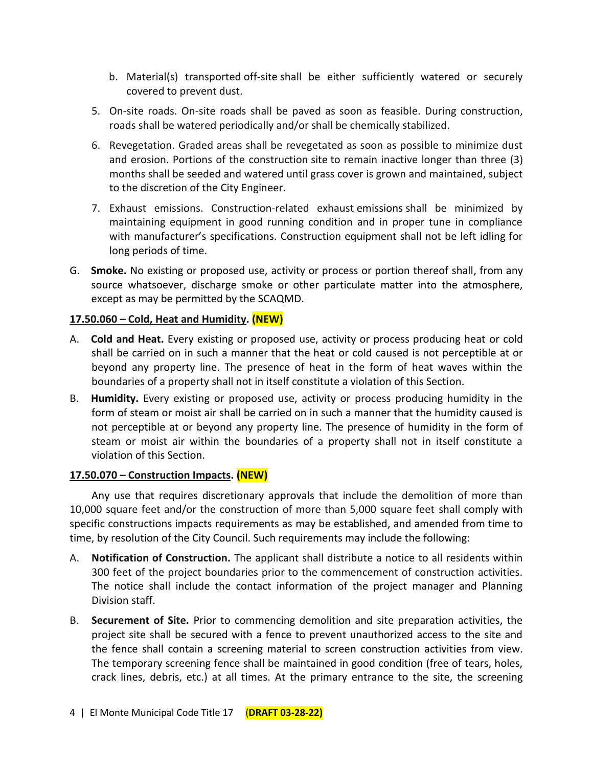b. Material(s) transported off-site shall be either sufficiently watered or securely covered to prevent dust.

5. On-site roads. On-site roads shall be paved as soon as feasible. During construction, roads shall be watered periodically and/or shall be chemically stabilized.

6. Revegetation. Graded areas shall be revegetated as soon as possible to minimize dust and erosion. Portions of the construction site to remain inactive longer than three (3) months shall be seeded and watered until grass cover is grown and maintained, subject to the discretion of the City Engineer.

7. Exhaust emissions. Construction-related exhaust emissions shall be minimized by maintaining equipment in good running condition and in proper tune in compliance with manufacturer's specifications. Construction equipment shall not be left idling for long periods of time.

G. **Smoke.** No existing or proposed use, activity or process or portion thereof shall, from any source whatsoever, discharge smoke or other particulate matter into the atmosphere, except as may be permitted by the SCAQMD.

**17.50.060 – Cold, Heat and Humidity. (NEW)**

A. **Cold and Heat.** Every existing or proposed use, activity or process producing heat or cold shall be carried on in such a manner that the heat or cold caused is not perceptible at or beyond any property line. The presence of heat in the form of heat waves within the boundaries of a property shall not in itself constitute a violation of this Section.

B. **Humidity.** Every existing or proposed use, activity or process producing humidity in the form of steam or moist air shall be carried on in such a manner that the humidity caused is not perceptible at or beyond any property line. The presence of humidity in the form of steam or moist air within the boundaries of a property shall not in itself constitute a violation of this Section.

**17.50.070 – Construction Impacts. (NEW)**

Any use that requires discretionary approvals that include the demolition of more than 10,000 square feet and/or the construction of more than 5,000 square feet shall comply with specific constructions impacts requirements as may be established, and amended from time to time, by resolution of the City Council. Such requirements may include the following:

A. **Notification of Construction.** The applicant shall distribute a notice to all residents within 300 feet of the project boundaries prior to the commencement of construction activities. The notice shall include the contact information of the project manager and Planning Division staff.

B. **Securement of Site.** Prior to commencing demolition and site preparation activities, the project site shall be secured with a fence to prevent unauthorized access to the site and the fence shall contain a screening material to screen construction activities from view. The temporary screening fence shall be maintained in good condition (free of tears, holes, crack lines, debris, etc.) at all times. At the primary entrance to the site, the screening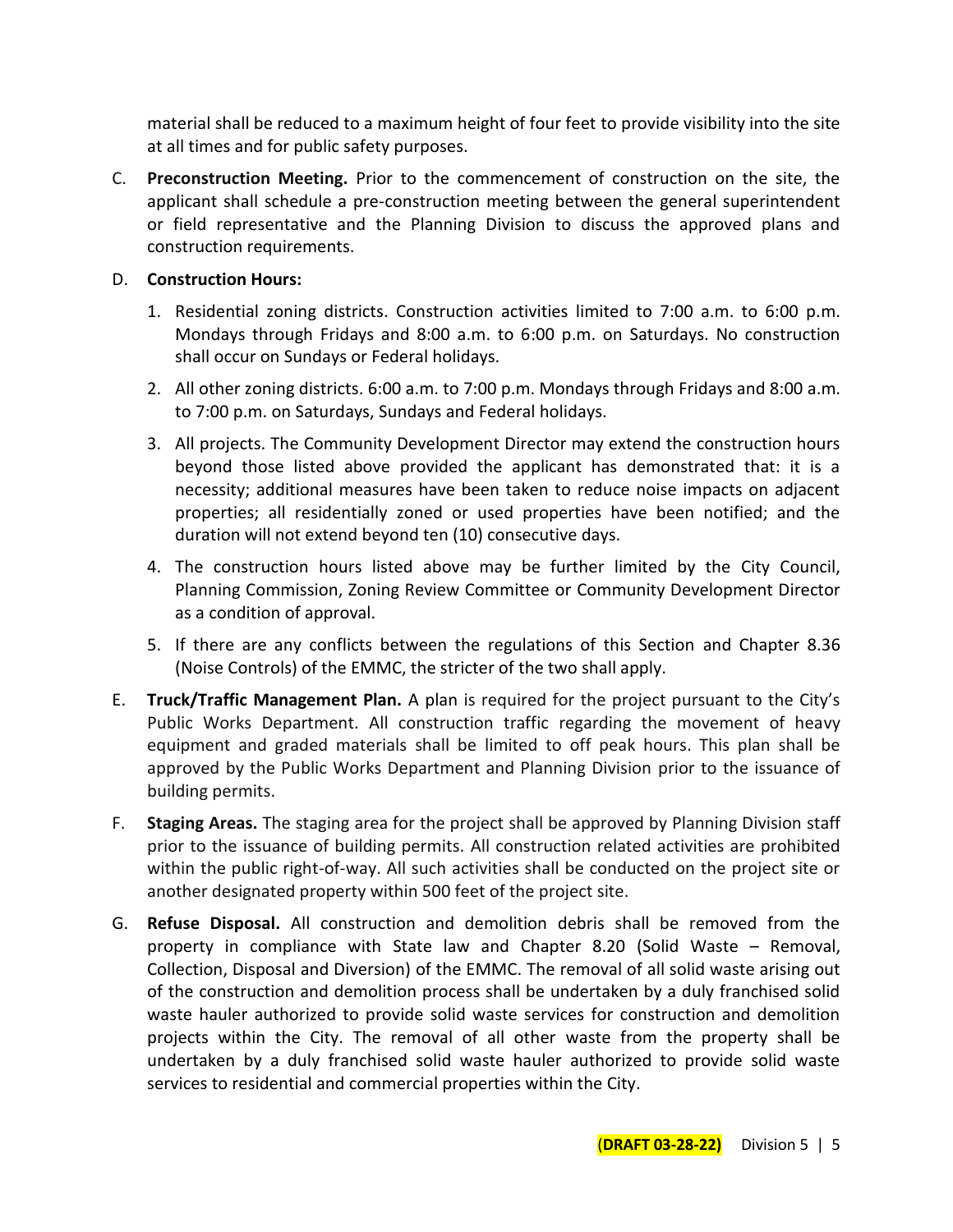material shall be reduced to a maximum height of four feet to provide visibility into the site at all times and for public safety purposes.

C. **Preconstruction Meeting.** Prior to the commencement of construction on the site, the applicant shall schedule a pre-construction meeting between the general superintendent or field representative and the Planning Division to discuss the approved plans and construction requirements.

D. **Construction Hours:**

   1. Residential zoning districts. Construction activities limited to 7:00 a.m. to 6:00 p.m. Mondays through Fridays and 8:00 a.m. to 6:00 p.m. on Saturdays. No construction shall occur on Sundays or Federal holidays.

   2. All other zoning districts. 6:00 a.m. to 7:00 p.m. Mondays through Fridays and 8:00 a.m. to 7:00 p.m. on Saturdays, Sundays and Federal holidays.

   3. All projects. The Community Development Director may extend the construction hours beyond those listed above provided the applicant has demonstrated that: it is a necessity; additional measures have been taken to reduce noise impacts on adjacent properties; all residentially zoned or used properties have been notified; and the duration will not extend beyond ten (10) consecutive days.

   4. The construction hours listed above may be further limited by the City Council, Planning Commission, Zoning Review Committee or Community Development Director as a condition of approval.

   5. If there are any conflicts between the regulations of this Section and Chapter 8.36 (Noise Controls) of the EMMC, the stricter of the two shall apply.

E. **Truck/Traffic Management Plan.** A plan is required for the project pursuant to the City's Public Works Department. All construction traffic regarding the movement of heavy equipment and graded materials shall be limited to off peak hours. This plan shall be approved by the Public Works Department and Planning Division prior to the issuance of building permits.

F. **Staging Areas.** The staging area for the project shall be approved by Planning Division staff prior to the issuance of building permits. All construction related activities are prohibited within the public right-of-way. All such activities shall be conducted on the project site or another designated property within 500 feet of the project site.

G. **Refuse Disposal.** All construction and demolition debris shall be removed from the property in compliance with State law and Chapter 8.20 (Solid Waste – Removal, Collection, Disposal and Diversion) of the EMMC. The removal of all solid waste arising out of the construction and demolition process shall be undertaken by a duly franchised solid waste hauler authorized to provide solid waste services for construction and demolition projects within the City. The removal of all other waste from the property shall be undertaken by a duly franchised solid waste hauler authorized to provide solid waste services to residential and commercial properties within the City.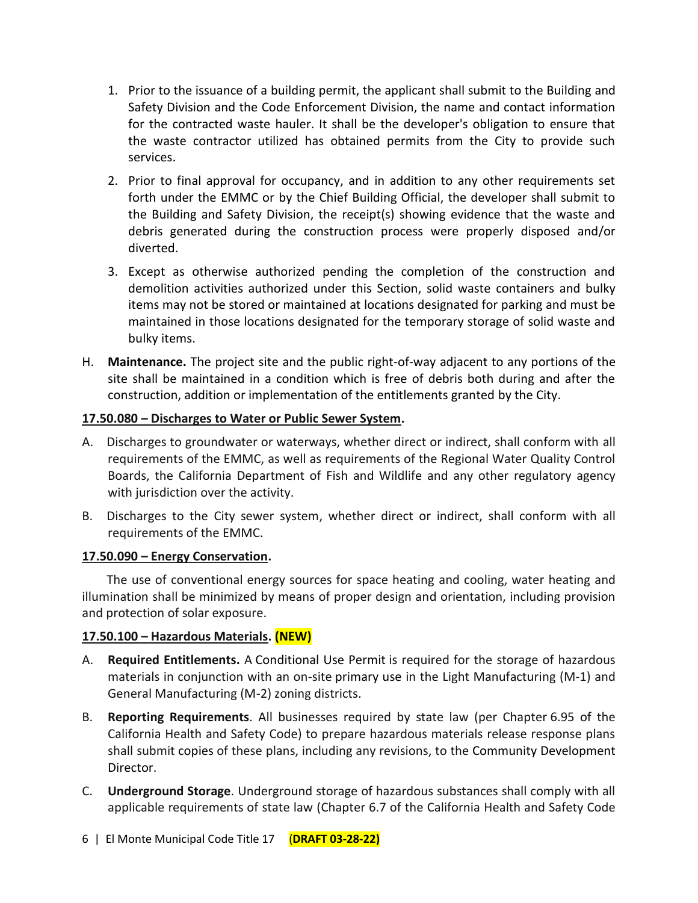1. Prior to the issuance of a building permit, the applicant shall submit to the Building and Safety Division and the Code Enforcement Division, the name and contact information for the contracted waste hauler. It shall be the developer's obligation to ensure that the waste contractor utilized has obtained permits from the City to provide such services.

2. Prior to final approval for occupancy, and in addition to any other requirements set forth under the EMMC or by the Chief Building Official, the developer shall submit to the Building and Safety Division, the receipt(s) showing evidence that the waste and debris generated during the construction process were properly disposed and/or diverted.

3. Except as otherwise authorized pending the completion of the construction and demolition activities authorized under this Section, solid waste containers and bulky items may not be stored or maintained at locations designated for parking and must be maintained in those locations designated for the temporary storage of solid waste and bulky items.

H. **Maintenance.** The project site and the public right-of-way adjacent to any portions of the site shall be maintained in a condition which is free of debris both during and after the construction, addition or implementation of the entitlements granted by the City.

**17.50.080 – Discharges to Water or Public Sewer System.**

A. Discharges to groundwater or waterways, whether direct or indirect, shall conform with all requirements of the EMMC, as well as requirements of the Regional Water Quality Control Boards, the California Department of Fish and Wildlife and any other regulatory agency with jurisdiction over the activity.

B. Discharges to the City sewer system, whether direct or indirect, shall conform with all requirements of the EMMC.

**17.50.090 – Energy Conservation.**

The use of conventional energy sources for space heating and cooling, water heating and illumination shall be minimized by means of proper design and orientation, including provision and protection of solar exposure.

**17.50.100 – Hazardous Materials. (NEW)**

A. **Required Entitlements.** A Conditional Use Permit is required for the storage of hazardous materials in conjunction with an on-site primary use in the Light Manufacturing (M-1) and General Manufacturing (M-2) zoning districts.

B. **Reporting Requirements**. All businesses required by state law (per Chapter 6.95 of the California Health and Safety Code) to prepare hazardous materials release response plans shall submit copies of these plans, including any revisions, to the Community Development Director.

C. **Underground Storage**. Underground storage of hazardous substances shall comply with all applicable requirements of state law (Chapter 6.7 of the California Health and Safety Code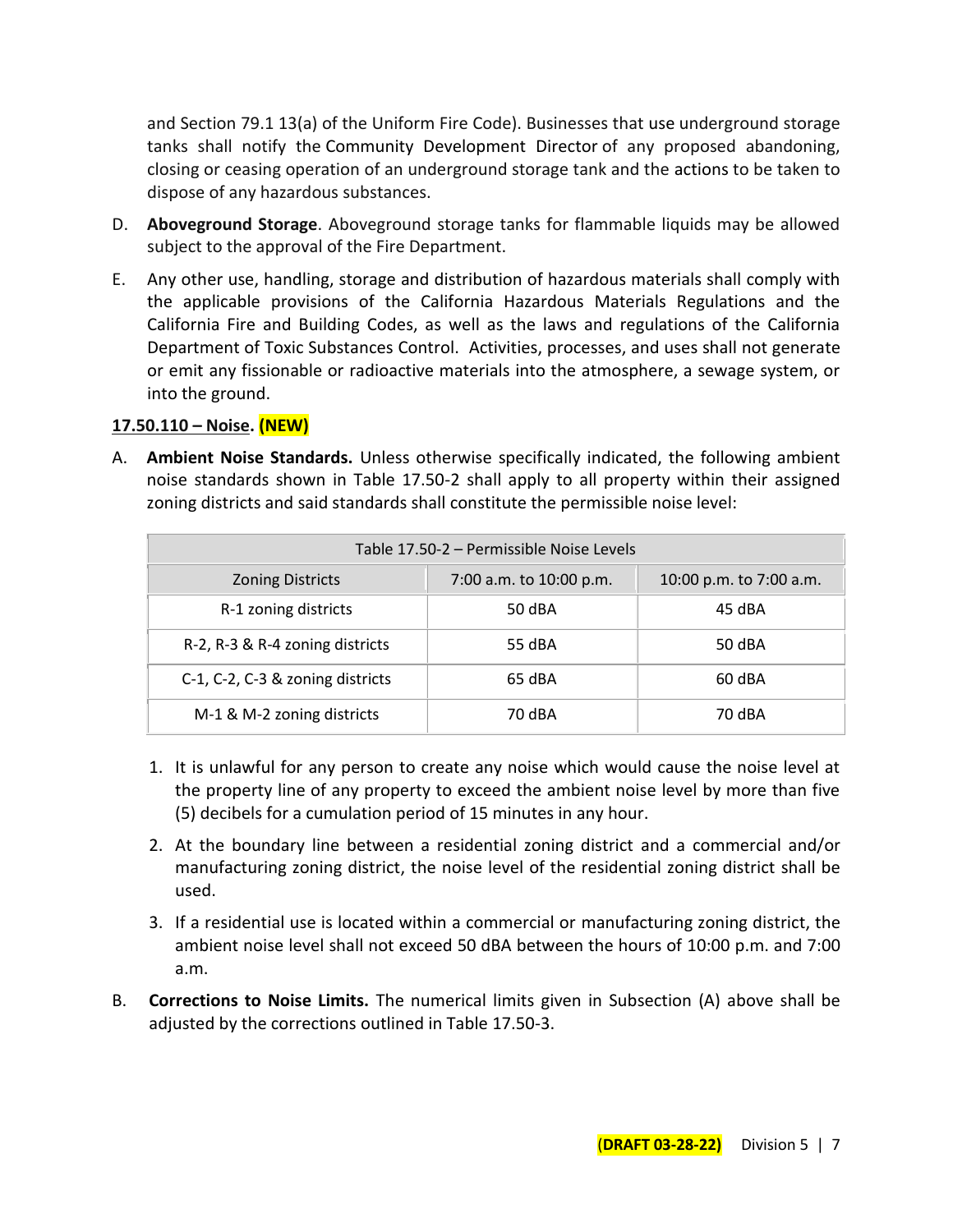and Section 79.1 13(a) of the Uniform Fire Code). Businesses that use underground storage tanks shall notify the Community Development Director of any proposed abandoning, closing or ceasing operation of an underground storage tank and the actions to be taken to dispose of any hazardous substances.

D. **Aboveground Storage**. Aboveground storage tanks for flammable liquids may be allowed subject to the approval of the Fire Department.

E. Any other use, handling, storage and distribution of hazardous materials shall comply with the applicable provisions of the California Hazardous Materials Regulations and the California Fire and Building Codes, as well as the laws and regulations of the California Department of Toxic Substances Control. Activities, processes, and uses shall not generate or emit any fissionable or radioactive materials into the atmosphere, a sewage system, or into the ground.

**17.50.110 – Noise. (NEW)**

A. **Ambient Noise Standards.** Unless otherwise specifically indicated, the following ambient noise standards shown in Table 17.50-2 shall apply to all property within their assigned zoning districts and said standards shall constitute the permissible noise level:

| Table 17.50-2 – Permissible Noise Levels | | |
|---|---|---|
| Zoning Districts | 7:00 a.m. to 10:00 p.m. | 10:00 p.m. to 7:00 a.m. |
| R-1 zoning districts | 50 dBA | 45 dBA |
| R-2, R-3 & R-4 zoning districts | 55 dBA | 50 dBA |
| C-1, C-2, C-3 & zoning districts | 65 dBA | 60 dBA |
| M-1 & M-2 zoning districts | 70 dBA | 70 dBA |

1. It is unlawful for any person to create any noise which would cause the noise level at the property line of any property to exceed the ambient noise level by more than five (5) decibels for a cumulation period of 15 minutes in any hour.
2. At the boundary line between a residential zoning district and a commercial and/or manufacturing zoning district, the noise level of the residential zoning district shall be used.
3. If a residential use is located within a commercial or manufacturing zoning district, the ambient noise level shall not exceed 50 dBA between the hours of 10:00 p.m. and 7:00 a.m.

B. **Corrections to Noise Limits.** The numerical limits given in Subsection (A) above shall be adjusted by the corrections outlined in Table 17.50-3.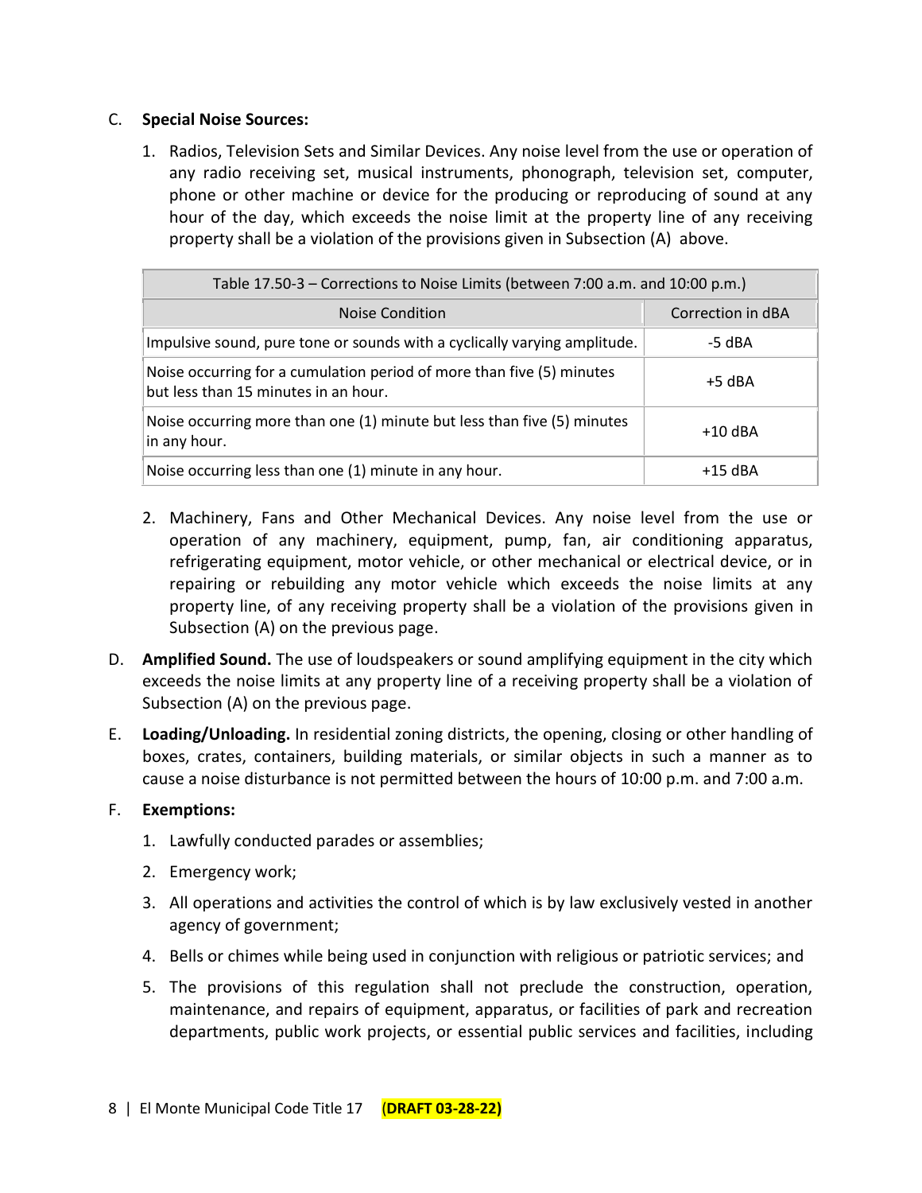C. **Special Noise Sources:**

1. Radios, Television Sets and Similar Devices. Any noise level from the use or operation of any radio receiving set, musical instruments, phonograph, television set, computer, phone or other machine or device for the producing or reproducing of sound at any hour of the day, which exceeds the noise limit at the property line of any receiving property shall be a violation of the provisions given in Subsection (A) above.

| Table 17.50-3 – Corrections to Noise Limits (between 7:00 a.m. and 10:00 p.m.) | |
|---|---|
| Noise Condition | Correction in dBA |
| Impulsive sound, pure tone or sounds with a cyclically varying amplitude. | -5 dBA |
| Noise occurring for a cumulation period of more than five (5) minutes but less than 15 minutes in an hour. | +5 dBA |
| Noise occurring more than one (1) minute but less than five (5) minutes in any hour. | +10 dBA |
| Noise occurring less than one (1) minute in any hour. | +15 dBA |

2. Machinery, Fans and Other Mechanical Devices. Any noise level from the use or operation of any machinery, equipment, pump, fan, air conditioning apparatus, refrigerating equipment, motor vehicle, or other mechanical or electrical device, or in repairing or rebuilding any motor vehicle which exceeds the noise limits at any property line, of any receiving property shall be a violation of the provisions given in Subsection (A) on the previous page.

D. **Amplified Sound.** The use of loudspeakers or sound amplifying equipment in the city which exceeds the noise limits at any property line of a receiving property shall be a violation of Subsection (A) on the previous page.

E. **Loading/Unloading.** In residential zoning districts, the opening, closing or other handling of boxes, crates, containers, building materials, or similar objects in such a manner as to cause a noise disturbance is not permitted between the hours of 10:00 p.m. and 7:00 a.m.

F. **Exemptions:**

1. Lawfully conducted parades or assemblies;
2. Emergency work;
3. All operations and activities the control of which is by law exclusively vested in another agency of government;
4. Bells or chimes while being used in conjunction with religious or patriotic services; and
5. The provisions of this regulation shall not preclude the construction, operation, maintenance, and repairs of equipment, apparatus, or facilities of park and recreation departments, public work projects, or essential public services and facilities, including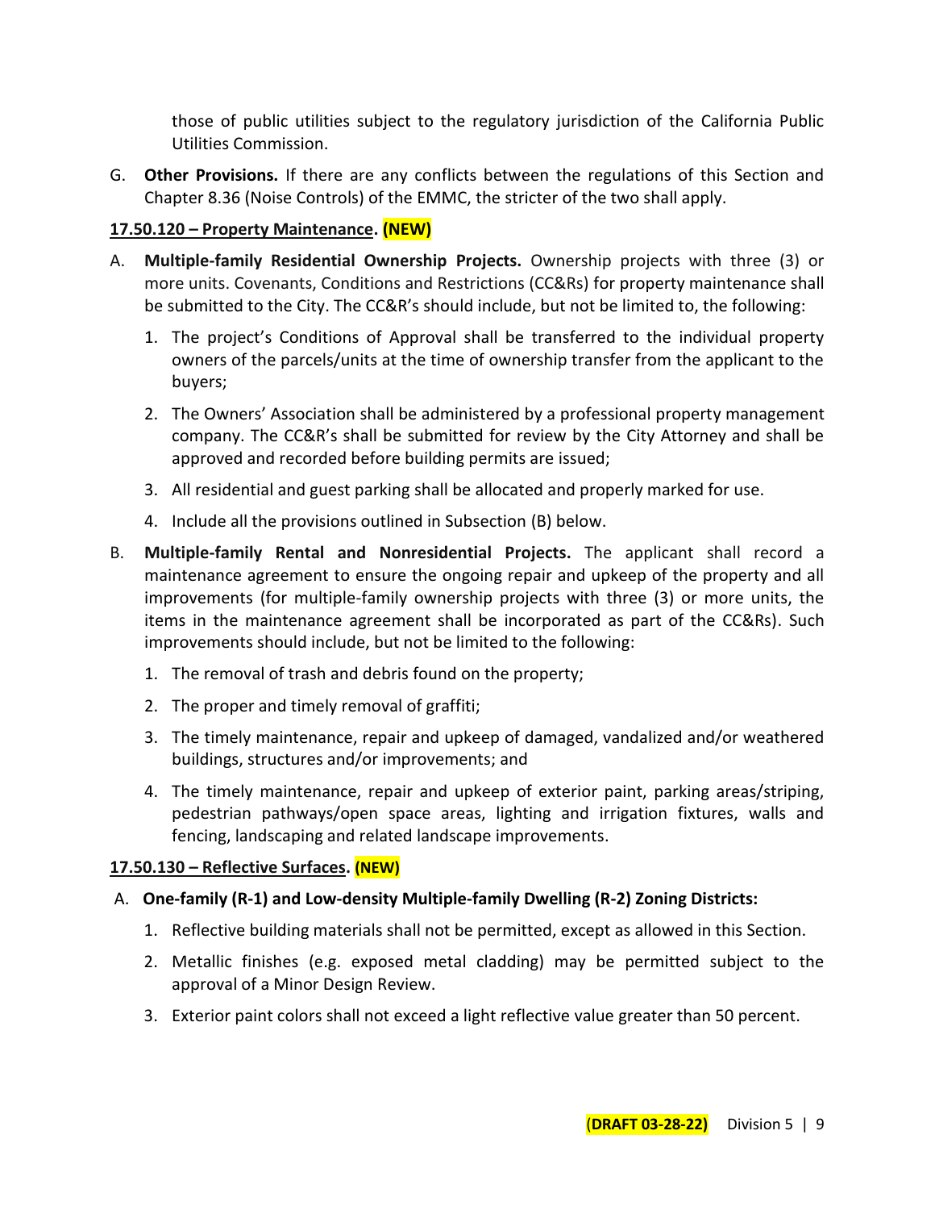those of public utilities subject to the regulatory jurisdiction of the California Public Utilities Commission.

G. **Other Provisions.** If there are any conflicts between the regulations of this Section and Chapter 8.36 (Noise Controls) of the EMMC, the stricter of the two shall apply.

**17.50.120 – Property Maintenance. (NEW)**

A. **Multiple-family Residential Ownership Projects.** Ownership projects with three (3) or more units. Covenants, Conditions and Restrictions (CC&Rs) for property maintenance shall be submitted to the City. The CC&R's should include, but not be limited to, the following:

   1. The project's Conditions of Approval shall be transferred to the individual property owners of the parcels/units at the time of ownership transfer from the applicant to the buyers;

   2. The Owners' Association shall be administered by a professional property management company. The CC&R's shall be submitted for review by the City Attorney and shall be approved and recorded before building permits are issued;

   3. All residential and guest parking shall be allocated and properly marked for use.

   4. Include all the provisions outlined in Subsection (B) below.

B. **Multiple-family Rental and Nonresidential Projects.** The applicant shall record a maintenance agreement to ensure the ongoing repair and upkeep of the property and all improvements (for multiple-family ownership projects with three (3) or more units, the items in the maintenance agreement shall be incorporated as part of the CC&Rs). Such improvements should include, but not be limited to the following:

   1. The removal of trash and debris found on the property;

   2. The proper and timely removal of graffiti;

   3. The timely maintenance, repair and upkeep of damaged, vandalized and/or weathered buildings, structures and/or improvements; and

   4. The timely maintenance, repair and upkeep of exterior paint, parking areas/striping, pedestrian pathways/open space areas, lighting and irrigation fixtures, walls and fencing, landscaping and related landscape improvements.

**17.50.130 – Reflective Surfaces. (NEW)**

A. **One-family (R-1) and Low-density Multiple-family Dwelling (R-2) Zoning Districts:**

   1. Reflective building materials shall not be permitted, except as allowed in this Section.

   2. Metallic finishes (e.g. exposed metal cladding) may be permitted subject to the approval of a Minor Design Review.

   3. Exterior paint colors shall not exceed a light reflective value greater than 50 percent.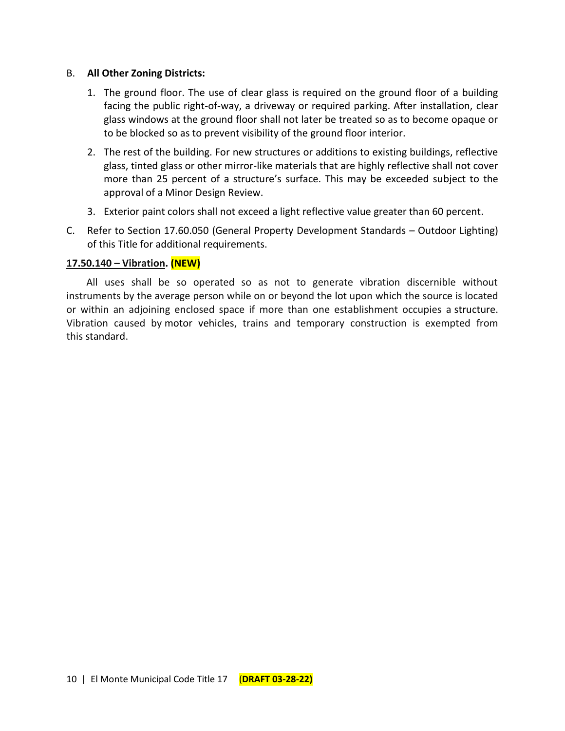B. **All Other Zoning Districts:**

1. The ground floor. The use of clear glass is required on the ground floor of a building facing the public right-of-way, a driveway or required parking. After installation, clear glass windows at the ground floor shall not later be treated so as to become opaque or to be blocked so as to prevent visibility of the ground floor interior.
2. The rest of the building. For new structures or additions to existing buildings, reflective glass, tinted glass or other mirror-like materials that are highly reflective shall not cover more than 25 percent of a structure's surface. This may be exceeded subject to the approval of a Minor Design Review.
3. Exterior paint colors shall not exceed a light reflective value greater than 60 percent.

C. Refer to Section 17.60.050 (General Property Development Standards – Outdoor Lighting) of this Title for additional requirements.

**17.50.140 – Vibration. (NEW)**

All uses shall be so operated so as not to generate vibration discernible without instruments by the average person while on or beyond the lot upon which the source is located or within an adjoining enclosed space if more than one establishment occupies a structure. Vibration caused by motor vehicles, trains and temporary construction is exempted from this standard.